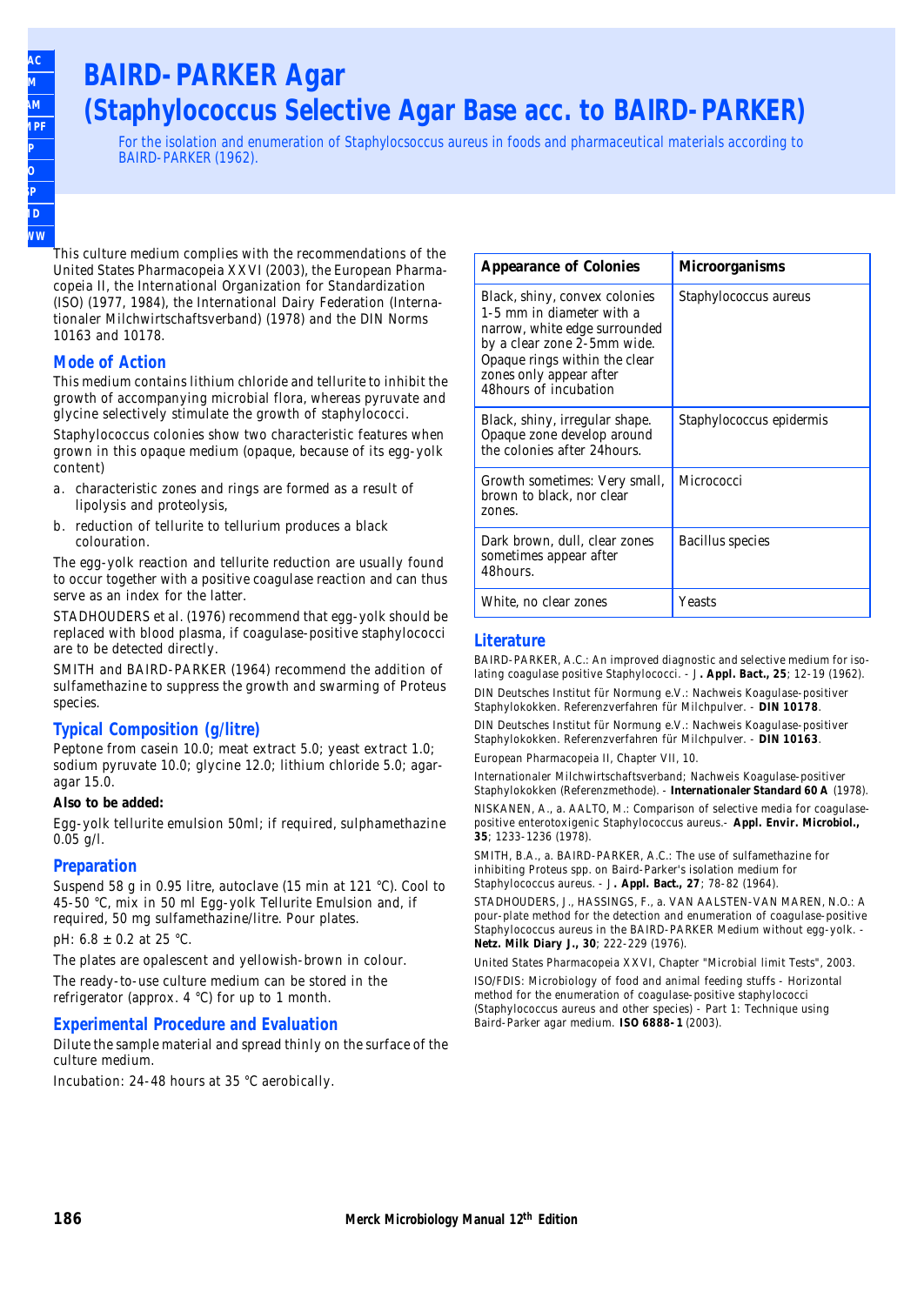# BAIRD-PARKER Agar
# (Staphylococcus Selective Agar Base acc. to BAIRD-PARKER)

For the isolation and enumeration of Staphylocsoccus aureus in foods and pharmaceutical materials according to BAIRD-PARKER (1962).

This culture medium complies with the recommendations of the United States Pharmacopeia XXVI (2003), the European Pharmacopeia II, the International Organization for Standardization (ISO) (1977, 1984), the International Dairy Federation (Internationaler Milchwirtschaftsverband) (1978) and the DIN Norms 10163 and 10178.

## Mode of Action

This medium contains lithium chloride and tellurite to inhibit the growth of accompanying microbial flora, whereas pyruvate and glycine selectively stimulate the growth of staphylococci.

Staphylococcus colonies show two characteristic features when grown in this opaque medium (opaque, because of its egg-yolk content)

a. characteristic zones and rings are formed as a result of lipolysis and proteolysis,
b. reduction of tellurite to tellurium produces a black colouration.

The egg-yolk reaction and tellurite reduction are usually found to occur together with a positive coagulase reaction and can thus serve as an index for the latter.

STADHOUDERS et al. (1976) recommend that egg-yolk should be replaced with blood plasma, if coagulase-positive staphylococci are to be detected directly.

SMITH and BAIRD-PARKER (1964) recommend the addition of sulfamethazine to suppress the growth and swarming of Proteus species.

## Typical Composition (g/litre)

Peptone from casein 10.0; meat extract 5.0; yeast extract 1.0; sodium pyruvate 10.0; glycine 12.0; lithium chloride 5.0; agar-agar 15.0.

**Also to be added:**

Egg-yolk tellurite emulsion 50ml; if required, sulphamethazine 0.05 g/l.

## Preparation

Suspend 58 g in 0.95 litre, autoclave (15 min at 121 °C). Cool to 45-50 °C, mix in 50 ml Egg-yolk Tellurite Emulsion and, if required, 50 mg sulfamethazine/litre. Pour plates.

pH: 6.8 ± 0.2 at 25 °C.

The plates are opalescent and yellowish-brown in colour.

The ready-to-use culture medium can be stored in the refrigerator (approx. 4 °C) for up to 1 month.

## Experimental Procedure and Evaluation

Dilute the sample material and spread thinly on the surface of the culture medium.

Incubation: 24-48 hours at 35 °C aerobically.

| Appearance of Colonies | Microorganisms |
|---|---|
| Black, shiny, convex colonies 1-5 mm in diameter with a narrow, white edge surrounded by a clear zone 2-5mm wide. Opaque rings within the clear zones only appear after 48hours of incubation | Staphylococcus aureus |
| Black, shiny, irregular shape. Opaque zone develop around the colonies after 24hours. | Staphylococcus epidermis |
| Growth sometimes: Very small, brown to black, nor clear zones. | Micrococci |
| Dark brown, dull, clear zones sometimes appear after 48hours. | Bacillus species |
| White, no clear zones | Yeasts |

## Literature

BAIRD-PARKER, A.C.: An improved diagnostic and selective medium for isolating coagulase positive Staphylococci. - J**. Appl. Bact., 25**; 12-19 (1962).

DIN Deutsches Institut für Normung e.V.: Nachweis Koagulase-positiver Staphylokokken. Referenzverfahren für Milchpulver. - **DIN 10178**.

DIN Deutsches Institut für Normung e.V.: Nachweis Koagulase-positiver Staphylokokken. Referenzverfahren für Milchpulver. - **DIN 10163**.

European Pharmacopeia II, Chapter VII, 10.

Internationaler Milchwirtschaftsverband; Nachweis Koagulase-positiver Staphylokokken (Referenzmethode). - **Internationaler Standard 60 A** (1978).

NISKANEN, A., a. AALTO, M.: Comparison of selective media for coagulase-positive enterotoxigenic Staphylococcus aureus.- **Appl. Envir. Microbiol., 35**; 1233-1236 (1978).

SMITH, B.A., a. BAIRD-PARKER, A.C.: The use of sulfamethazine for inhibiting Proteus spp. on Baird-Parker's isolation medium for Staphylococcus aureus. - J**. Appl. Bact., 27**; 78-82 (1964).

STADHOUDERS, J., HASSINGS, F., a. VAN AALSTEN-VAN MAREN, N.O.: A pour-plate method for the detection and enumeration of coagulase-positive Staphylococcus aureus in the BAIRD-PARKER Medium without egg-yolk. - **Netz. Milk Diary J., 30**; 222-229 (1976).

United States Pharmacopeia XXVI, Chapter "Microbial limit Tests", 2003.

ISO/FDIS: Microbiology of food and animal feeding stuffs - Horizontal method for the enumeration of coagulase-positive staphylococci (Staphylococcus aureus and other species) - Part 1: Technique using Baird-Parker agar medium. **ISO 6888-1** (2003).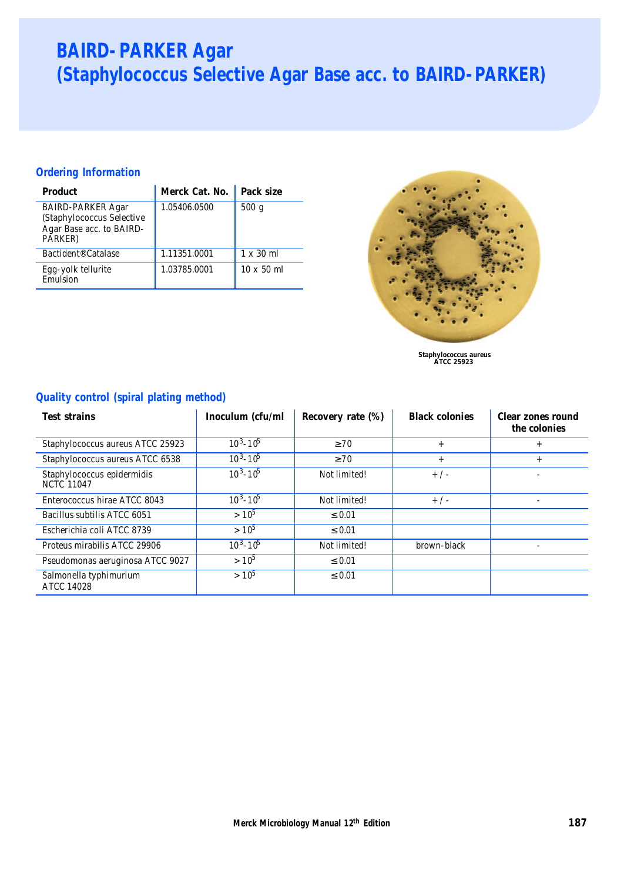# BAIRD-PARKER Agar
# (Staphylococcus Selective Agar Base acc. to BAIRD-PARKER)

## Ordering Information

| Product | Merck Cat. No. | Pack size |
|---|---|---|
| BAIRD-PARKER Agar (Staphylococcus Selective Agar Base acc. to BAIRD-PARKER) | 1.05406.0500 | 500 g |
| Bactident®Catalase | 1.11351.0001 | 1 x 30 ml |
| Egg-yolk tellurite Emulsion | 1.03785.0001 | 10 x 50 ml |

Staphylococcus aureus
ATCC 25923

## Quality control (spiral plating method)

| Test strains | Inoculum (cfu/ml | Recovery rate (%) | Black colonies | Clear zones round the colonies |
|---|---|---|---|---|
| Staphylococcus aureus ATCC 25923 | $10^3$-$10^5$ | ≥70 | + | + |
| Staphylococcus aureus ATCC 6538 | $10^3$-$10^5$ | ≥70 | + | + |
| Staphylococcus epidermidis NCTC 11047 | $10^3$-$10^5$ | Not limited! | + / - | - |
| Enterococcus hirae ATCC 8043 | $10^3$-$10^5$ | Not limited! | + / - | - |
| Bacillus subtilis ATCC 6051 | $> 10^5$ | ≤ 0.01 | | |
| Escherichia coli ATCC 8739 | $> 10^5$ | ≤ 0.01 | | |
| Proteus mirabilis ATCC 29906 | $10^3$-$10^5$ | Not limited! | brown-black | - |
| Pseudomonas aeruginosa ATCC 9027 | $> 10^5$ | ≤ 0.01 | | |
| Salmonella typhimurium ATCC 14028 | $> 10^5$ | ≤ 0.01 | | |